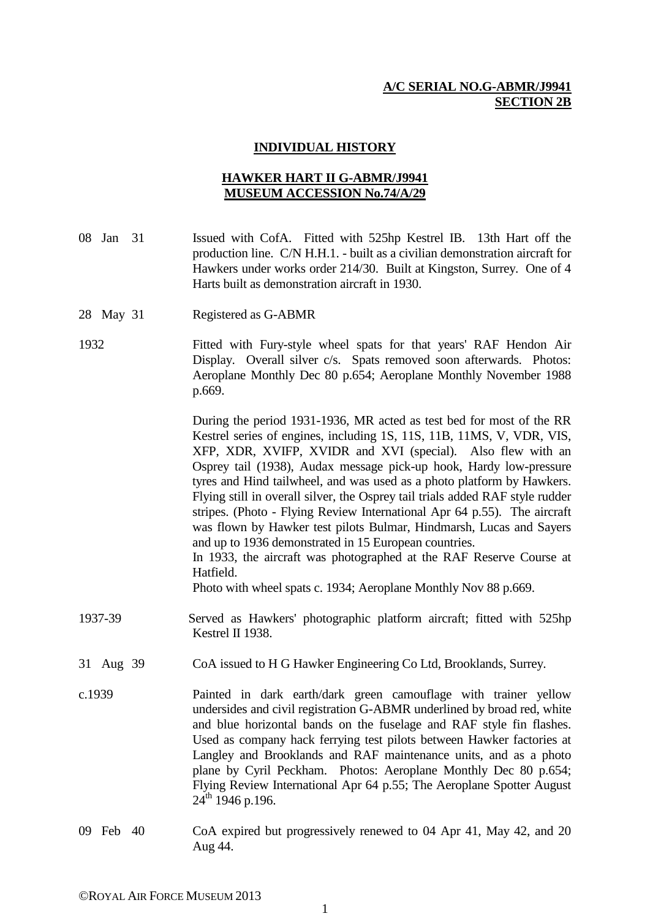**A/C SERIAL NO.G-ABMR/J9941**
**SECTION 2B**

## INDIVIDUAL HISTORY

## HAWKER HART II G-ABMR/J9941
## MUSEUM ACCESSION No.74/A/29

| | |
|---|---|
| 08 Jan 31 | Issued with CofA. Fitted with 525hp Kestrel IB. 13th Hart off the production line. C/N H.H.1. - built as a civilian demonstration aircraft for Hawkers under works order 214/30. Built at Kingston, Surrey. One of 4 Harts built as demonstration aircraft in 1930. |
| 28 May 31 | Registered as G-ABMR |
| 1932 | Fitted with Fury-style wheel spats for that years' RAF Hendon Air Display. Overall silver c/s. Spats removed soon afterwards. Photos: Aeroplane Monthly Dec 80 p.654; Aeroplane Monthly November 1988 p.669.<br><br>During the period 1931-1936, MR acted as test bed for most of the RR Kestrel series of engines, including 1S, 11S, 11B, 11MS, V, VDR, VIS, XFP, XDR, XVIFP, XVIDR and XVI (special). Also flew with an Osprey tail (1938), Audax message pick-up hook, Hardy low-pressure tyres and Hind tailwheel, and was used as a photo platform by Hawkers. Flying still in overall silver, the Osprey tail trials added RAF style rudder stripes. (Photo - Flying Review International Apr 64 p.55). The aircraft was flown by Hawker test pilots Bulmar, Hindmarsh, Lucas and Sayers and up to 1936 demonstrated in 15 European countries.<br>In 1933, the aircraft was photographed at the RAF Reserve Course at Hatfield.<br>Photo with wheel spats c. 1934; Aeroplane Monthly Nov 88 p.669. |
| 1937-39 | Served as Hawkers' photographic platform aircraft; fitted with 525hp Kestrel II 1938. |
| 31 Aug 39 | CoA issued to H G Hawker Engineering Co Ltd, Brooklands, Surrey. |
| c.1939 | Painted in dark earth/dark green camouflage with trainer yellow undersides and civil registration G-ABMR underlined by broad red, white and blue horizontal bands on the fuselage and RAF style fin flashes. Used as company hack ferrying test pilots between Hawker factories at Langley and Brooklands and RAF maintenance units, and as a photo plane by Cyril Peckham. Photos: Aeroplane Monthly Dec 80 p.654; Flying Review International Apr 64 p.55; The Aeroplane Spotter August 24th 1946 p.196. |
| 09 Feb 40 | CoA expired but progressively renewed to 04 Apr 41, May 42, and 20 Aug 44. |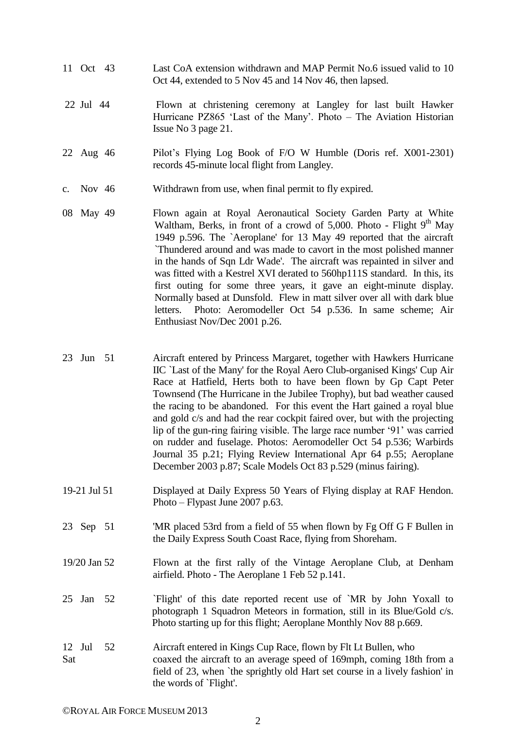| | |
|---|---|
| 11 Oct 43 | Last CoA extension withdrawn and MAP Permit No.6 issued valid to 10 Oct 44, extended to 5 Nov 45 and 14 Nov 46, then lapsed. |
| 22 Jul 44 | Flown at christening ceremony at Langley for last built Hawker Hurricane PZ865 'Last of the Many'. Photo – The Aviation Historian Issue No 3 page 21. |
| 22 Aug 46 | Pilot's Flying Log Book of F/O W Humble (Doris ref. X001-2301) records 45-minute local flight from Langley. |
| c. Nov 46 | Withdrawn from use, when final permit to fly expired. |
| 08 May 49 | Flown again at Royal Aeronautical Society Garden Party at White Waltham, Berks, in front of a crowd of 5,000. Photo - Flight 9th May 1949 p.596. The `Aeroplane' for 13 May 49 reported that the aircraft `Thundered around and was made to cavort in the most polished manner in the hands of Sqn Ldr Wade'. The aircraft was repainted in silver and was fitted with a Kestrel XVI derated to 560hp111S standard. In this, its first outing for some three years, it gave an eight-minute display. Normally based at Dunsfold. Flew in matt silver over all with dark blue letters. Photo: Aeromodeller Oct 54 p.536. In same scheme; Air Enthusiast Nov/Dec 2001 p.26. |
| 23 Jun 51 | Aircraft entered by Princess Margaret, together with Hawkers Hurricane IIC `Last of the Many' for the Royal Aero Club-organised Kings' Cup Air Race at Hatfield, Herts both to have been flown by Gp Capt Peter Townsend (The Hurricane in the Jubilee Trophy), but bad weather caused the racing to be abandoned. For this event the Hart gained a royal blue and gold c/s and had the rear cockpit faired over, but with the projecting lip of the gun-ring fairing visible. The large race number '91' was carried on rudder and fuselage. Photos: Aeromodeller Oct 54 p.536; Warbirds Journal 35 p.21; Flying Review International Apr 64 p.55; Aeroplane December 2003 p.87; Scale Models Oct 83 p.529 (minus fairing). |
| 19-21 Jul 51 | Displayed at Daily Express 50 Years of Flying display at RAF Hendon. Photo – Flypast June 2007 p.63. |
| 23 Sep 51 | 'MR placed 53rd from a field of 55 when flown by Fg Off G F Bullen in the Daily Express South Coast Race, flying from Shoreham. |
| 19/20 Jan 52 | Flown at the first rally of the Vintage Aeroplane Club, at Denham airfield. Photo - The Aeroplane 1 Feb 52 p.141. |
| 25 Jan 52 | `Flight' of this date reported recent use of `MR by John Yoxall to photograph 1 Squadron Meteors in formation, still in its Blue/Gold c/s. Photo starting up for this flight; Aeroplane Monthly Nov 88 p.669. |
| 12 Jul 52 Sat | Aircraft entered in Kings Cup Race, flown by Flt Lt Bullen, who coaxed the aircraft to an average speed of 169mph, coming 18th from a field of 23, when `the sprightly old Hart set course in a lively fashion' in the words of `Flight'. |

©Royal Air Force Museum 2013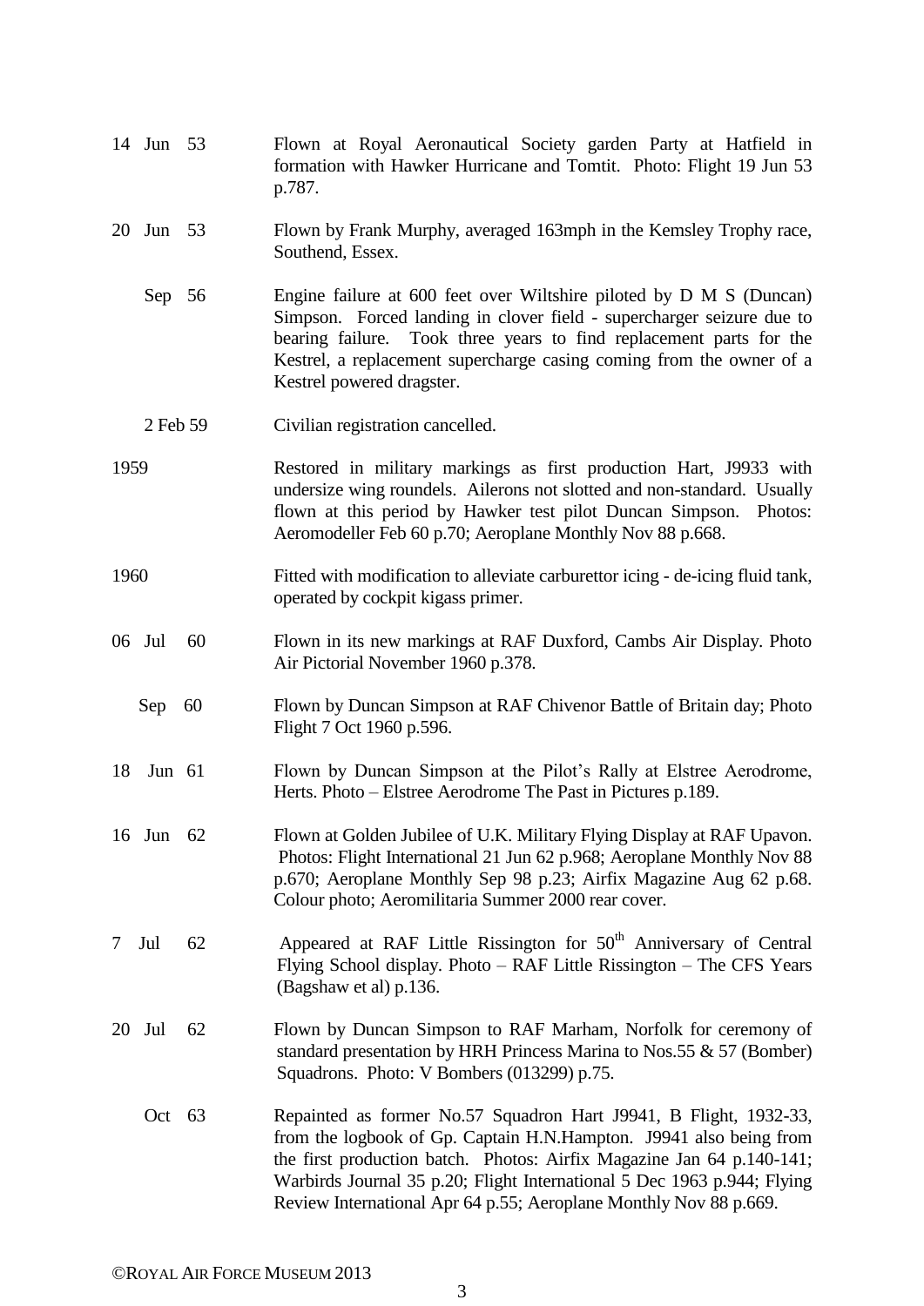| | |
|---|---|
| 14 Jun 53 | Flown at Royal Aeronautical Society garden Party at Hatfield in formation with Hawker Hurricane and Tomtit. Photo: Flight 19 Jun 53 p.787. |
| 20 Jun 53 | Flown by Frank Murphy, averaged 163mph in the Kemsley Trophy race, Southend, Essex. |
| Sep 56 | Engine failure at 600 feet over Wiltshire piloted by D M S (Duncan) Simpson. Forced landing in clover field - supercharger seizure due to bearing failure. Took three years to find replacement parts for the Kestrel, a replacement supercharge casing coming from the owner of a Kestrel powered dragster. |
| 2 Feb 59 | Civilian registration cancelled. |
| 1959 | Restored in military markings as first production Hart, J9933 with undersize wing roundels. Ailerons not slotted and non-standard. Usually flown at this period by Hawker test pilot Duncan Simpson. Photos: Aeromodeller Feb 60 p.70; Aeroplane Monthly Nov 88 p.668. |
| 1960 | Fitted with modification to alleviate carburettor icing - de-icing fluid tank, operated by cockpit kigass primer. |
| 06 Jul 60 | Flown in its new markings at RAF Duxford, Cambs Air Display. Photo Air Pictorial November 1960 p.378. |
| Sep 60 | Flown by Duncan Simpson at RAF Chivenor Battle of Britain day; Photo Flight 7 Oct 1960 p.596. |
| 18 Jun 61 | Flown by Duncan Simpson at the Pilot's Rally at Elstree Aerodrome, Herts. Photo – Elstree Aerodrome The Past in Pictures p.189. |
| 16 Jun 62 | Flown at Golden Jubilee of U.K. Military Flying Display at RAF Upavon. Photos: Flight International 21 Jun 62 p.968; Aeroplane Monthly Nov 88 p.670; Aeroplane Monthly Sep 98 p.23; Airfix Magazine Aug 62 p.68. Colour photo; Aeromilitaria Summer 2000 rear cover. |
| 7 Jul 62 | Appeared at RAF Little Rissington for 50th Anniversary of Central Flying School display. Photo – RAF Little Rissington – The CFS Years (Bagshaw et al) p.136. |
| 20 Jul 62 | Flown by Duncan Simpson to RAF Marham, Norfolk for ceremony of standard presentation by HRH Princess Marina to Nos.55 & 57 (Bomber) Squadrons. Photo: V Bombers (013299) p.75. |
| Oct 63 | Repainted as former No.57 Squadron Hart J9941, B Flight, 1932-33, from the logbook of Gp. Captain H.N.Hampton. J9941 also being from the first production batch. Photos: Airfix Magazine Jan 64 p.140-141; Warbirds Journal 35 p.20; Flight International 5 Dec 1963 p.944; Flying Review International Apr 64 p.55; Aeroplane Monthly Nov 88 p.669. |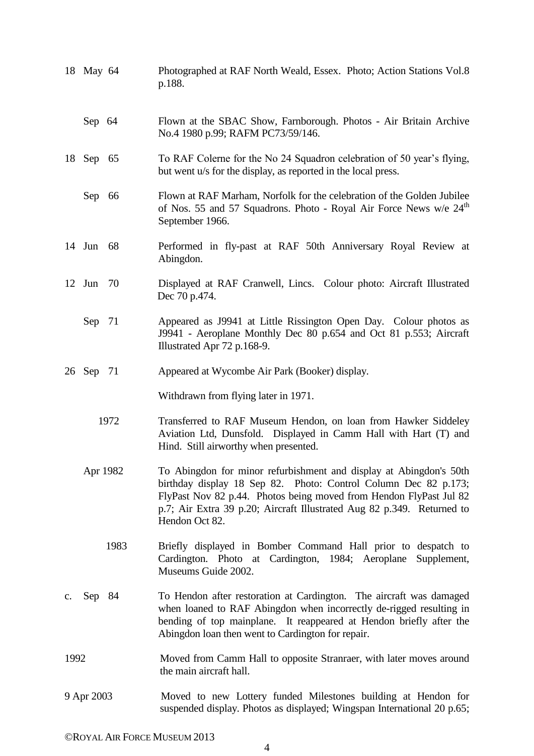| | |
|---|---|
| 18 May 64 | Photographed at RAF North Weald, Essex. Photo; Action Stations Vol.8 p.188. |
| Sep 64 | Flown at the SBAC Show, Farnborough. Photos - Air Britain Archive No.4 1980 p.99; RAFM PC73/59/146. |
| 18 Sep 65 | To RAF Colerne for the No 24 Squadron celebration of 50 year's flying, but went u/s for the display, as reported in the local press. |
| Sep 66 | Flown at RAF Marham, Norfolk for the celebration of the Golden Jubilee of Nos. 55 and 57 Squadrons. Photo - Royal Air Force News w/e 24th September 1966. |
| 14 Jun 68 | Performed in fly-past at RAF 50th Anniversary Royal Review at Abingdon. |
| 12 Jun 70 | Displayed at RAF Cranwell, Lincs. Colour photo: Aircraft Illustrated Dec 70 p.474. |
| Sep 71 | Appeared as J9941 at Little Rissington Open Day. Colour photos as J9941 - Aeroplane Monthly Dec 80 p.654 and Oct 81 p.553; Aircraft Illustrated Apr 72 p.168-9. |
| 26 Sep 71 | Appeared at Wycombe Air Park (Booker) display. |
| | Withdrawn from flying later in 1971. |
| 1972 | Transferred to RAF Museum Hendon, on loan from Hawker Siddeley Aviation Ltd, Dunsfold. Displayed in Camm Hall with Hart (T) and Hind. Still airworthy when presented. |
| Apr 1982 | To Abingdon for minor refurbishment and display at Abingdon's 50th birthday display 18 Sep 82. Photo: Control Column Dec 82 p.173; FlyPast Nov 82 p.44. Photos being moved from Hendon FlyPast Jul 82 p.7; Air Extra 39 p.20; Aircraft Illustrated Aug 82 p.349. Returned to Hendon Oct 82. |
| 1983 | Briefly displayed in Bomber Command Hall prior to despatch to Cardington. Photo at Cardington, 1984; Aeroplane Supplement, Museums Guide 2002. |
| c. Sep 84 | To Hendon after restoration at Cardington. The aircraft was damaged when loaned to RAF Abingdon when incorrectly de-rigged resulting in bending of top mainplane. It reappeared at Hendon briefly after the Abingdon loan then went to Cardington for repair. |
| 1992 | Moved from Camm Hall to opposite Stranraer, with later moves around the main aircraft hall. |
| 9 Apr 2003 | Moved to new Lottery funded Milestones building at Hendon for suspended display. Photos as displayed; Wingspan International 20 p.65; |

©ROYAL AIR FORCE MUSEUM 2013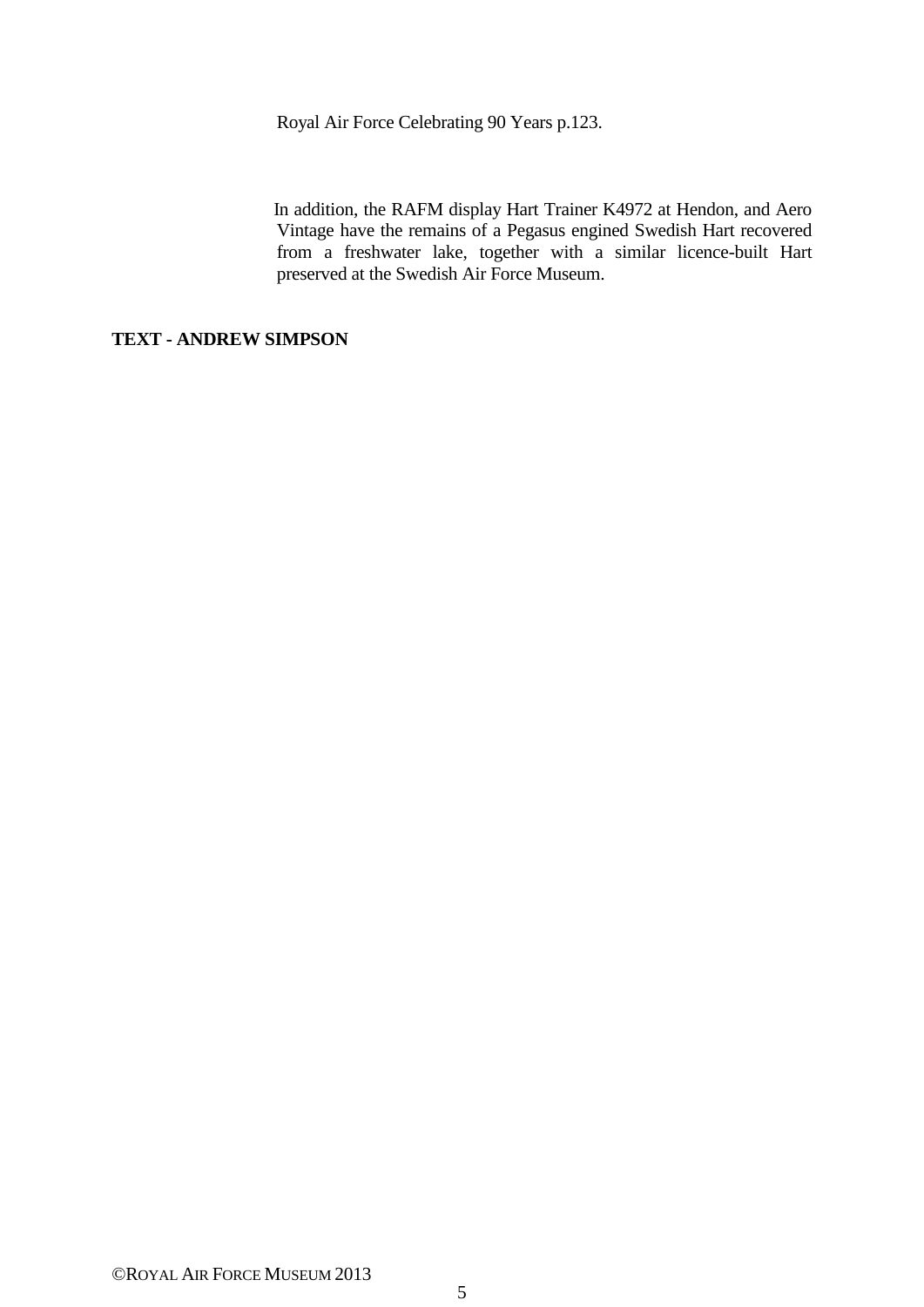Royal Air Force Celebrating 90 Years p.123.

In addition, the RAFM display Hart Trainer K4972 at Hendon, and Aero Vintage have the remains of a Pegasus engined Swedish Hart recovered from a freshwater lake, together with a similar licence-built Hart preserved at the Swedish Air Force Museum.

**TEXT - ANDREW SIMPSON**

©ROYAL AIR FORCE MUSEUM 2013